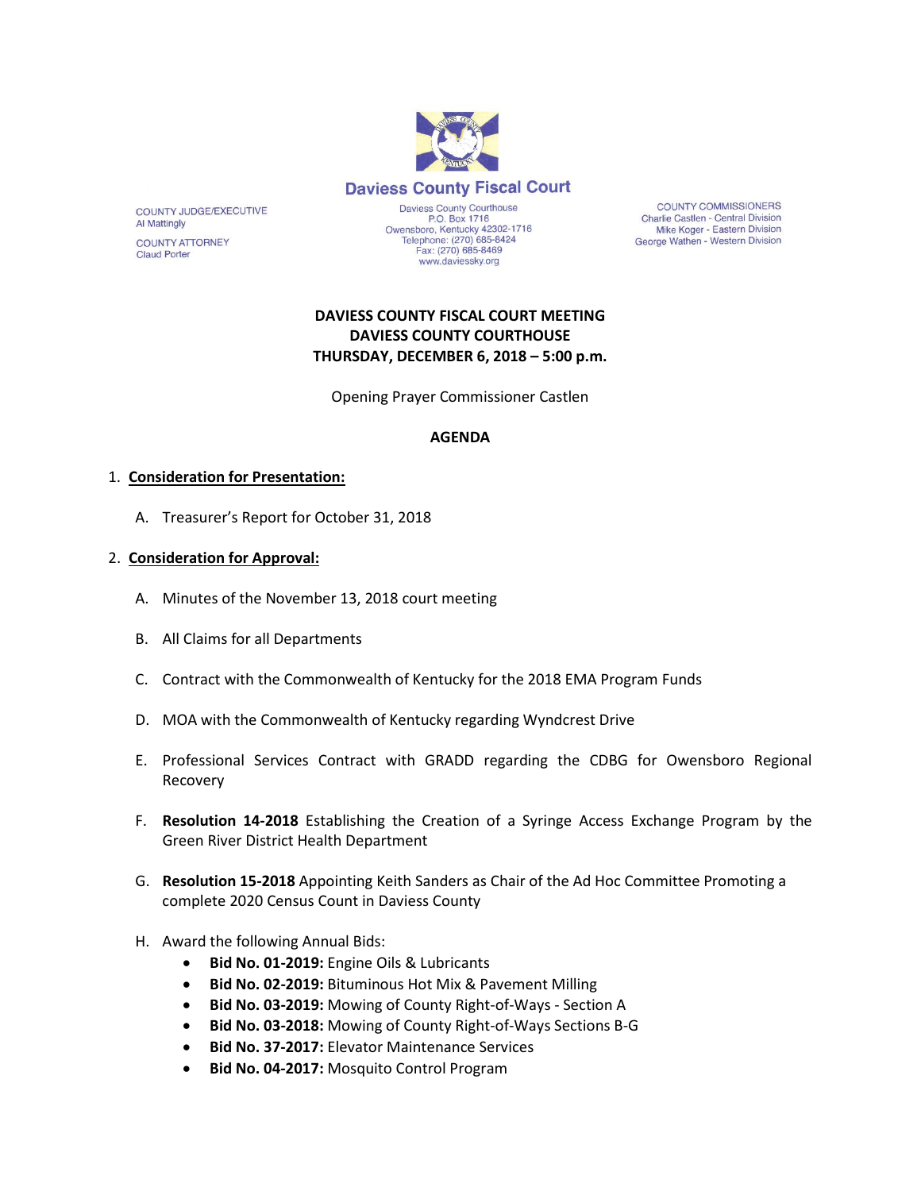# Daviess County Fiscal Court

COUNTY JUDGE/EXECUTIVE
Al Mattingly

COUNTY ATTORNEY
Claud Porter

Daviess County Courthouse
P.O. Box 1716
Owensboro, Kentucky 42302-1716
Telephone: (270) 685-8424
Fax: (270) 685-8469
www.daviessky.org

COUNTY COMMISSIONERS
Charlie Castlen - Central Division
Mike Koger - Eastern Division
George Wathen - Western Division

**DAVIESS COUNTY FISCAL COURT MEETING**
**DAVIESS COUNTY COURTHOUSE**
**THURSDAY, DECEMBER 6, 2018 – 5:00 p.m.**

Opening Prayer Commissioner Castlen

**AGENDA**

1. **Consideration for Presentation:**

   A. Treasurer's Report for October 31, 2018

2. **Consideration for Approval:**

   A. Minutes of the November 13, 2018 court meeting

   B. All Claims for all Departments

   C. Contract with the Commonwealth of Kentucky for the 2018 EMA Program Funds

   D. MOA with the Commonwealth of Kentucky regarding Wyndcrest Drive

   E. Professional Services Contract with GRADD regarding the CDBG for Owensboro Regional Recovery

   F. **Resolution 14-2018** Establishing the Creation of a Syringe Access Exchange Program by the Green River District Health Department

   G. **Resolution 15-2018** Appointing Keith Sanders as Chair of the Ad Hoc Committee Promoting a complete 2020 Census Count in Daviess County

   H. Award the following Annual Bids:
      - **Bid No. 01-2019:** Engine Oils & Lubricants
      - **Bid No. 02-2019:** Bituminous Hot Mix & Pavement Milling
      - **Bid No. 03-2019:** Mowing of County Right-of-Ways - Section A
      - **Bid No. 03-2018:** Mowing of County Right-of-Ways Sections B-G
      - **Bid No. 37-2017:** Elevator Maintenance Services
      - **Bid No. 04-2017:** Mosquito Control Program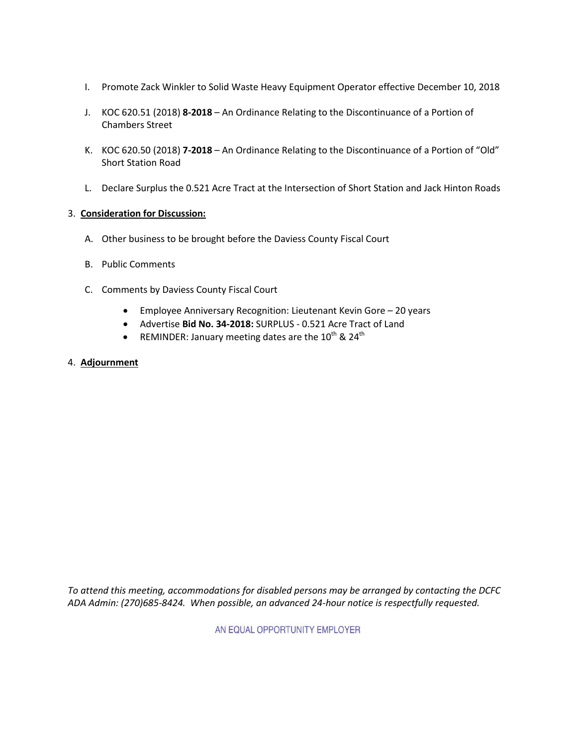I. Promote Zack Winkler to Solid Waste Heavy Equipment Operator effective December 10, 2018

J. KOC 620.51 (2018) **8-2018** – An Ordinance Relating to the Discontinuance of a Portion of Chambers Street

K. KOC 620.50 (2018) **7-2018** – An Ordinance Relating to the Discontinuance of a Portion of "Old" Short Station Road

L. Declare Surplus the 0.521 Acre Tract at the Intersection of Short Station and Jack Hinton Roads

3. **Consideration for Discussion:**

   A. Other business to be brought before the Daviess County Fiscal Court

   B. Public Comments

   C. Comments by Daviess County Fiscal Court

   - Employee Anniversary Recognition: Lieutenant Kevin Gore – 20 years
   - Advertise **Bid No. 34-2018:** SURPLUS - 0.521 Acre Tract of Land
   - REMINDER: January meeting dates are the $10^{th}$ & $24^{th}$

4. **Adjournment**

*To attend this meeting, accommodations for disabled persons may be arranged by contacting the DCFC ADA Admin: (270)685-8424. When possible, an advanced 24-hour notice is respectfully requested.*

AN EQUAL OPPORTUNITY EMPLOYER